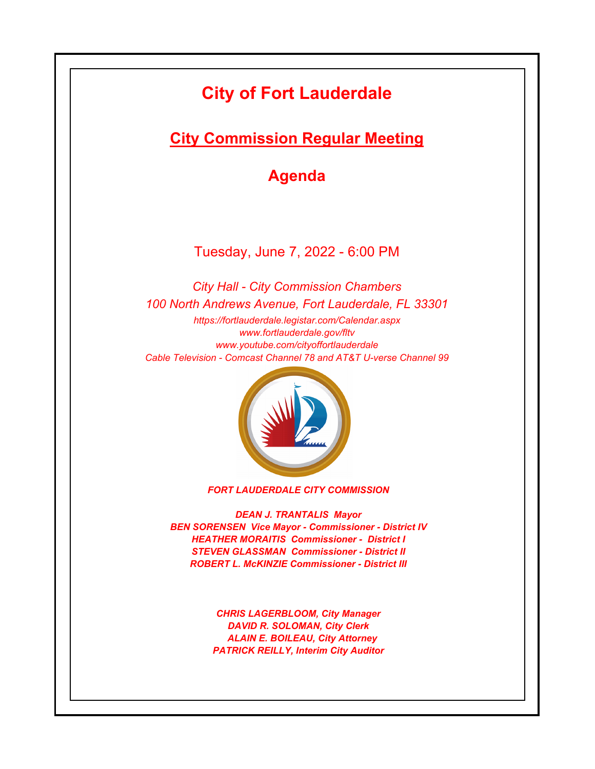# City of Fort Lauderdale

## City Commission Regular Meeting

## Agenda

Tuesday, June 7, 2022 - 6:00 PM

*City Hall - City Commission Chambers*

*100 North Andrews Avenue, Fort Lauderdale, FL 33301*

*https://fortlauderdale.legistar.com/Calendar.aspx*

*www.fortlauderdale.gov/fltv*

*www.youtube.com/cityoffortlauderdale*

*Cable Television - Comcast Channel 78 and AT&T U-verse Channel 99*

***FORT LAUDERDALE CITY COMMISSION***

***DEAN J. TRANTALIS Mayor***

***BEN SORENSEN Vice Mayor - Commissioner - District IV***

***HEATHER MORAITIS Commissioner - District I***

***STEVEN GLASSMAN Commissioner - District II***

***ROBERT L. McKINZIE Commissioner - District III***

***CHRIS LAGERBLOOM, City Manager***

***DAVID R. SOLOMAN, City Clerk***

***ALAIN E. BOILEAU, City Attorney***

***PATRICK REILLY, Interim City Auditor***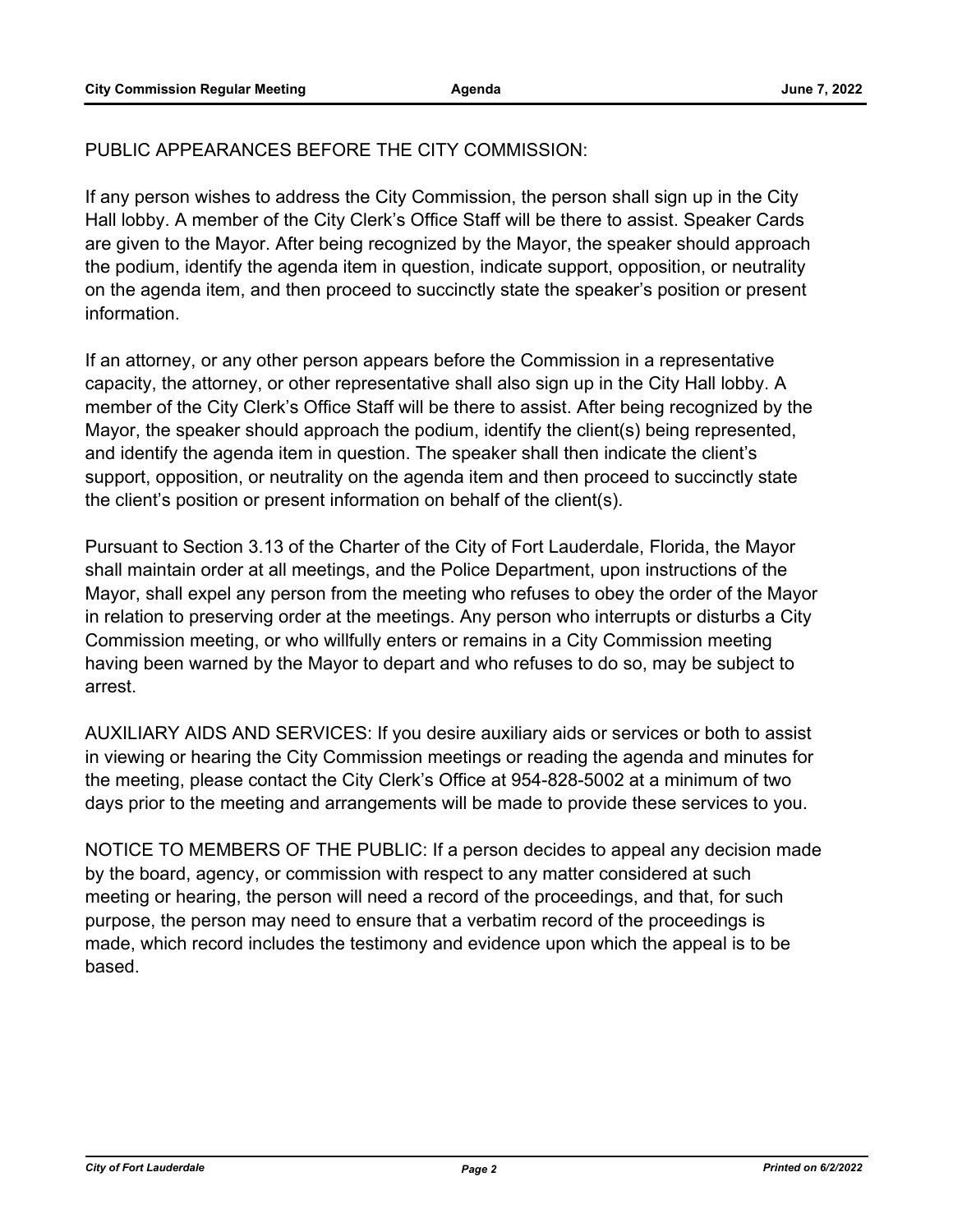PUBLIC APPEARANCES BEFORE THE CITY COMMISSION:

If any person wishes to address the City Commission, the person shall sign up in the City Hall lobby. A member of the City Clerk's Office Staff will be there to assist. Speaker Cards are given to the Mayor. After being recognized by the Mayor, the speaker should approach the podium, identify the agenda item in question, indicate support, opposition, or neutrality on the agenda item, and then proceed to succinctly state the speaker's position or present information.

If an attorney, or any other person appears before the Commission in a representative capacity, the attorney, or other representative shall also sign up in the City Hall lobby. A member of the City Clerk's Office Staff will be there to assist. After being recognized by the Mayor, the speaker should approach the podium, identify the client(s) being represented, and identify the agenda item in question. The speaker shall then indicate the client's support, opposition, or neutrality on the agenda item and then proceed to succinctly state the client's position or present information on behalf of the client(s).

Pursuant to Section 3.13 of the Charter of the City of Fort Lauderdale, Florida, the Mayor shall maintain order at all meetings, and the Police Department, upon instructions of the Mayor, shall expel any person from the meeting who refuses to obey the order of the Mayor in relation to preserving order at the meetings. Any person who interrupts or disturbs a City Commission meeting, or who willfully enters or remains in a City Commission meeting having been warned by the Mayor to depart and who refuses to do so, may be subject to arrest.

AUXILIARY AIDS AND SERVICES: If you desire auxiliary aids or services or both to assist in viewing or hearing the City Commission meetings or reading the agenda and minutes for the meeting, please contact the City Clerk's Office at 954-828-5002 at a minimum of two days prior to the meeting and arrangements will be made to provide these services to you.

NOTICE TO MEMBERS OF THE PUBLIC: If a person decides to appeal any decision made by the board, agency, or commission with respect to any matter considered at such meeting or hearing, the person will need a record of the proceedings, and that, for such purpose, the person may need to ensure that a verbatim record of the proceedings is made, which record includes the testimony and evidence upon which the appeal is to be based.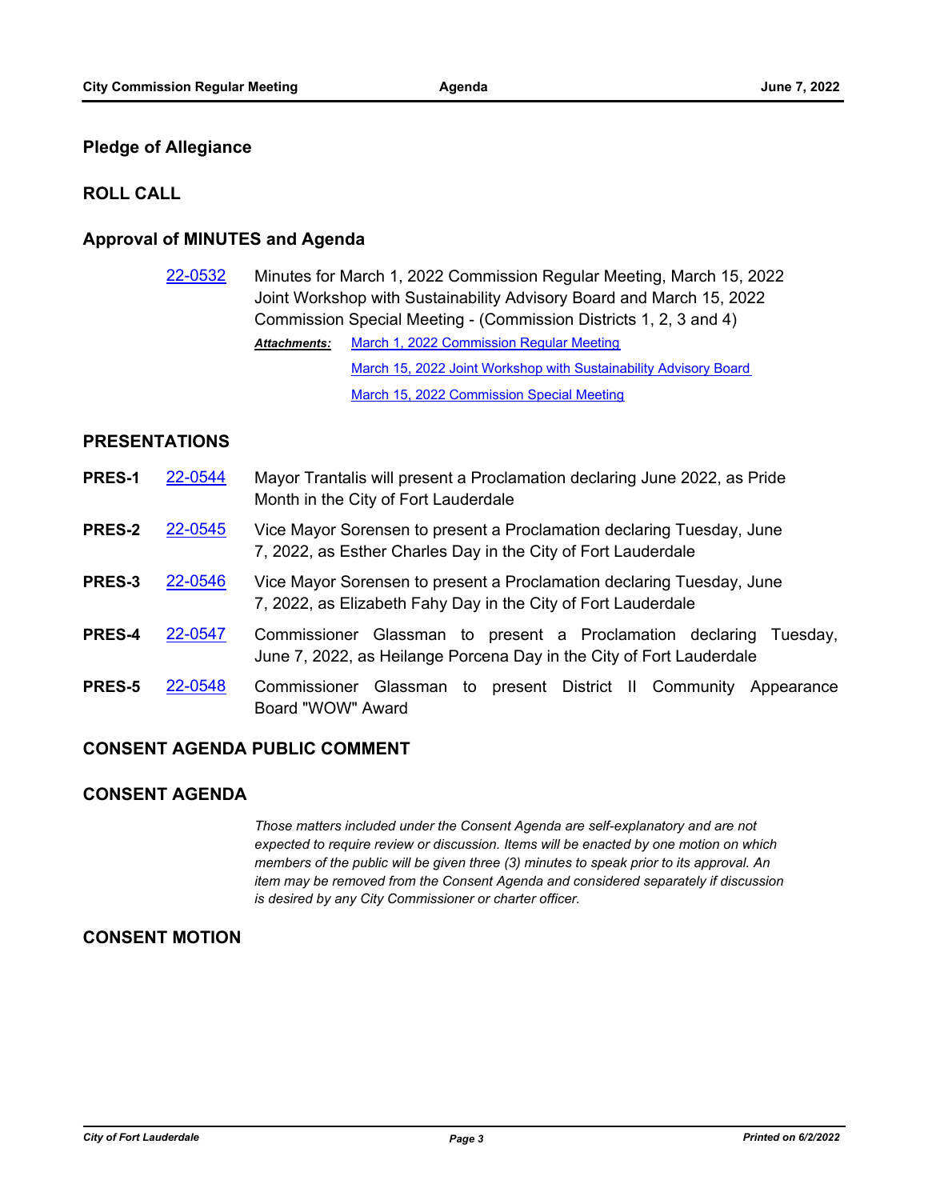## Pledge of Allegiance

## ROLL CALL

## Approval of MINUTES and Agenda

22-0532 Minutes for March 1, 2022 Commission Regular Meeting, March 15, 2022 Joint Workshop with Sustainability Advisory Board and March 15, 2022 Commission Special Meeting - (Commission Districts 1, 2, 3 and 4)

***Attachments:*** March 1, 2022 Commission Regular Meeting
March 15, 2022 Joint Workshop with Sustainability Advisory Board
March 15, 2022 Commission Special Meeting

## PRESENTATIONS

**PRES-1** 22-0544 Mayor Trantalis will present a Proclamation declaring June 2022, as Pride Month in the City of Fort Lauderdale

**PRES-2** 22-0545 Vice Mayor Sorensen to present a Proclamation declaring Tuesday, June 7, 2022, as Esther Charles Day in the City of Fort Lauderdale

**PRES-3** 22-0546 Vice Mayor Sorensen to present a Proclamation declaring Tuesday, June 7, 2022, as Elizabeth Fahy Day in the City of Fort Lauderdale

**PRES-4** 22-0547 Commissioner Glassman to present a Proclamation declaring Tuesday, June 7, 2022, as Heilange Porcena Day in the City of Fort Lauderdale

**PRES-5** 22-0548 Commissioner Glassman to present District II Community Appearance Board "WOW" Award

## CONSENT AGENDA PUBLIC COMMENT

## CONSENT AGENDA

*Those matters included under the Consent Agenda are self-explanatory and are not expected to require review or discussion. Items will be enacted by one motion on which members of the public will be given three (3) minutes to speak prior to its approval. An item may be removed from the Consent Agenda and considered separately if discussion is desired by any City Commissioner or charter officer.*

## CONSENT MOTION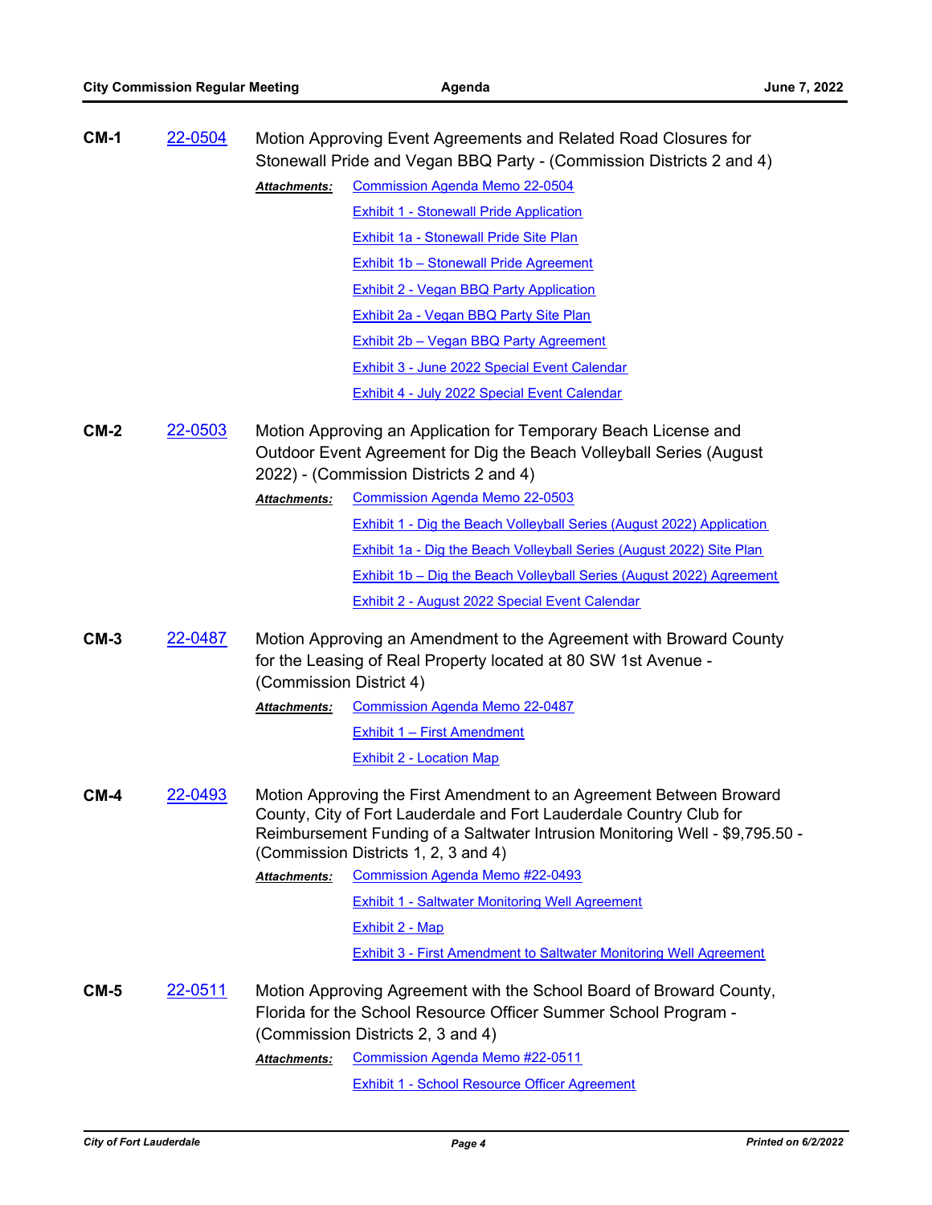**CM-1** 22-0504 Motion Approving Event Agreements and Related Road Closures for Stonewall Pride and Vegan BBQ Party - (Commission Districts 2 and 4)

***Attachments:*** Commission Agenda Memo 22-0504
Exhibit 1 - Stonewall Pride Application
Exhibit 1a - Stonewall Pride Site Plan
Exhibit 1b – Stonewall Pride Agreement
Exhibit 2 - Vegan BBQ Party Application
Exhibit 2a - Vegan BBQ Party Site Plan
Exhibit 2b – Vegan BBQ Party Agreement
Exhibit 3 - June 2022 Special Event Calendar
Exhibit 4 - July 2022 Special Event Calendar

**CM-2** 22-0503 Motion Approving an Application for Temporary Beach License and Outdoor Event Agreement for Dig the Beach Volleyball Series (August 2022) - (Commission Districts 2 and 4)

***Attachments:*** Commission Agenda Memo 22-0503
Exhibit 1 - Dig the Beach Volleyball Series (August 2022) Application
Exhibit 1a - Dig the Beach Volleyball Series (August 2022) Site Plan
Exhibit 1b – Dig the Beach Volleyball Series (August 2022) Agreement
Exhibit 2 - August 2022 Special Event Calendar

**CM-3** 22-0487 Motion Approving an Amendment to the Agreement with Broward County for the Leasing of Real Property located at 80 SW 1st Avenue - (Commission District 4)

***Attachments:*** Commission Agenda Memo 22-0487
Exhibit 1 – First Amendment
Exhibit 2 - Location Map

**CM-4** 22-0493 Motion Approving the First Amendment to an Agreement Between Broward County, City of Fort Lauderdale and Fort Lauderdale Country Club for Reimbursement Funding of a Saltwater Intrusion Monitoring Well - $9,795.50 - (Commission Districts 1, 2, 3 and 4)

***Attachments:*** Commission Agenda Memo #22-0493
Exhibit 1 - Saltwater Monitoring Well Agreement
Exhibit 2 - Map
Exhibit 3 - First Amendment to Saltwater Monitoring Well Agreement

**CM-5** 22-0511 Motion Approving Agreement with the School Board of Broward County, Florida for the School Resource Officer Summer School Program - (Commission Districts 2, 3 and 4)

***Attachments:*** Commission Agenda Memo #22-0511
Exhibit 1 - School Resource Officer Agreement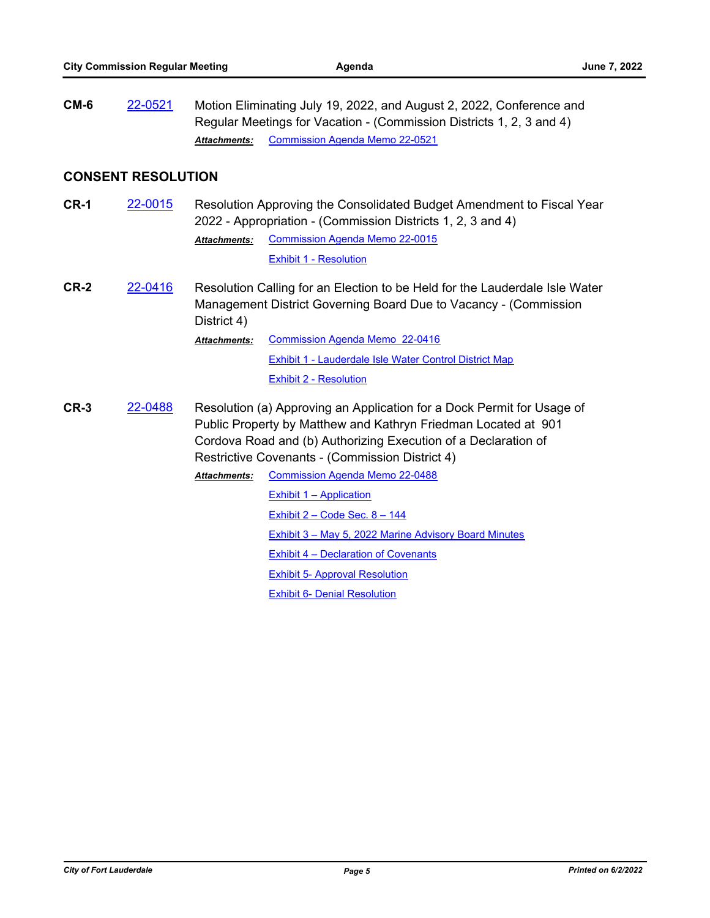**CM-6** 22-0521 Motion Eliminating July 19, 2022, and August 2, 2022, Conference and Regular Meetings for Vacation - (Commission Districts 1, 2, 3 and 4)

***Attachments:*** Commission Agenda Memo 22-0521

## CONSENT RESOLUTION

**CR-1** 22-0015 Resolution Approving the Consolidated Budget Amendment to Fiscal Year 2022 - Appropriation - (Commission Districts 1, 2, 3 and 4)

***Attachments:*** Commission Agenda Memo 22-0015
Exhibit 1 - Resolution

**CR-2** 22-0416 Resolution Calling for an Election to be Held for the Lauderdale Isle Water Management District Governing Board Due to Vacancy - (Commission District 4)

***Attachments:*** Commission Agenda Memo 22-0416
Exhibit 1 - Lauderdale Isle Water Control District Map
Exhibit 2 - Resolution

**CR-3** 22-0488 Resolution (a) Approving an Application for a Dock Permit for Usage of Public Property by Matthew and Kathryn Friedman Located at 901 Cordova Road and (b) Authorizing Execution of a Declaration of Restrictive Covenants - (Commission District 4)

***Attachments:*** Commission Agenda Memo 22-0488
Exhibit 1 – Application
Exhibit 2 – Code Sec. 8 – 144
Exhibit 3 – May 5, 2022 Marine Advisory Board Minutes
Exhibit 4 – Declaration of Covenants
Exhibit 5- Approval Resolution
Exhibit 6- Denial Resolution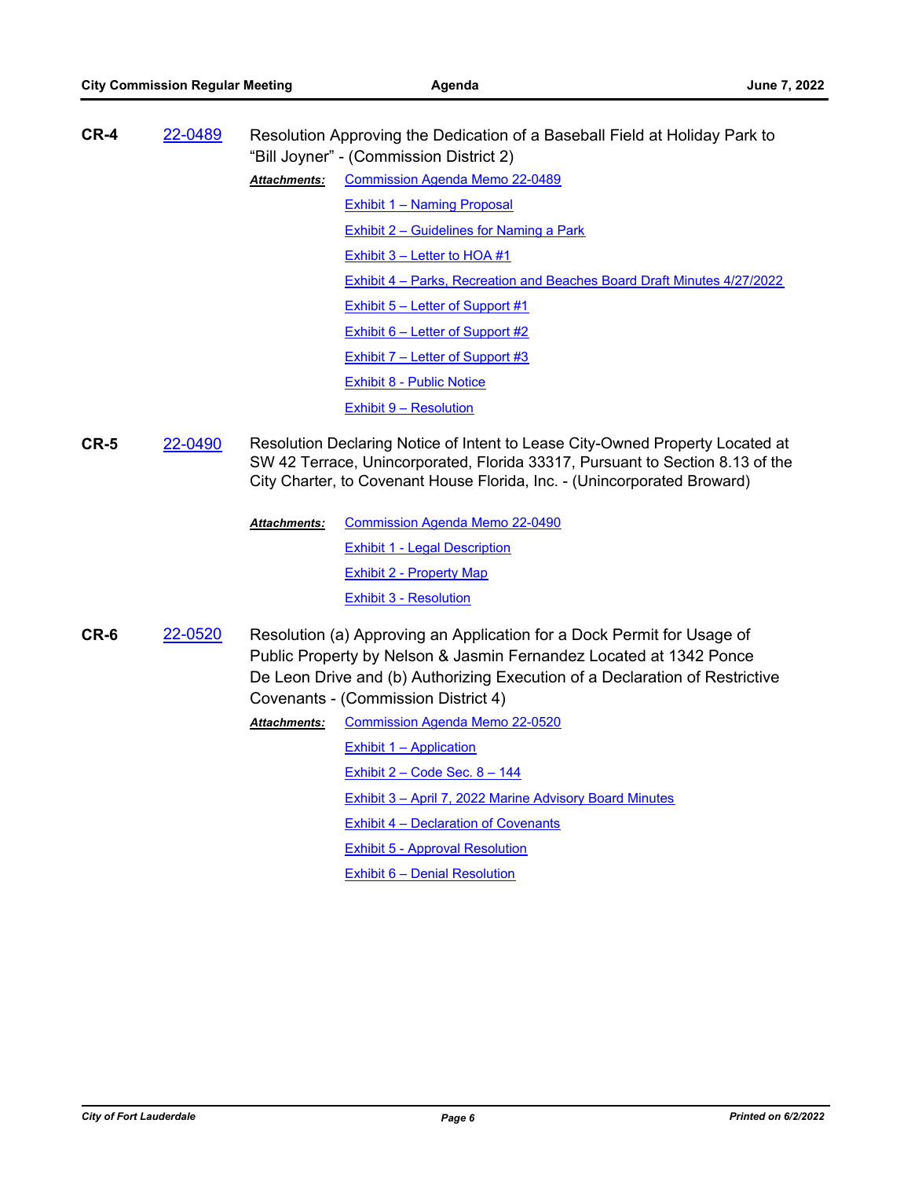**CR-4** 22-0489 Resolution Approving the Dedication of a Baseball Field at Holiday Park to "Bill Joyner" - (Commission District 2)

***Attachments:***
- Commission Agenda Memo 22-0489
- Exhibit 1 – Naming Proposal
- Exhibit 2 – Guidelines for Naming a Park
- Exhibit 3 – Letter to HOA #1
- Exhibit 4 – Parks, Recreation and Beaches Board Draft Minutes 4/27/2022
- Exhibit 5 – Letter of Support #1
- Exhibit 6 – Letter of Support #2
- Exhibit 7 – Letter of Support #3
- Exhibit 8 - Public Notice
- Exhibit 9 – Resolution

**CR-5** 22-0490 Resolution Declaring Notice of Intent to Lease City-Owned Property Located at SW 42 Terrace, Unincorporated, Florida 33317, Pursuant to Section 8.13 of the City Charter, to Covenant House Florida, Inc. - (Unincorporated Broward)

***Attachments:***
- Commission Agenda Memo 22-0490
- Exhibit 1 - Legal Description
- Exhibit 2 - Property Map
- Exhibit 3 - Resolution

**CR-6** 22-0520 Resolution (a) Approving an Application for a Dock Permit for Usage of Public Property by Nelson & Jasmin Fernandez Located at 1342 Ponce De Leon Drive and (b) Authorizing Execution of a Declaration of Restrictive Covenants - (Commission District 4)

***Attachments:***
- Commission Agenda Memo 22-0520
- Exhibit 1 – Application
- Exhibit 2 – Code Sec. 8 – 144
- Exhibit 3 – April 7, 2022 Marine Advisory Board Minutes
- Exhibit 4 – Declaration of Covenants
- Exhibit 5 - Approval Resolution
- Exhibit 6 – Denial Resolution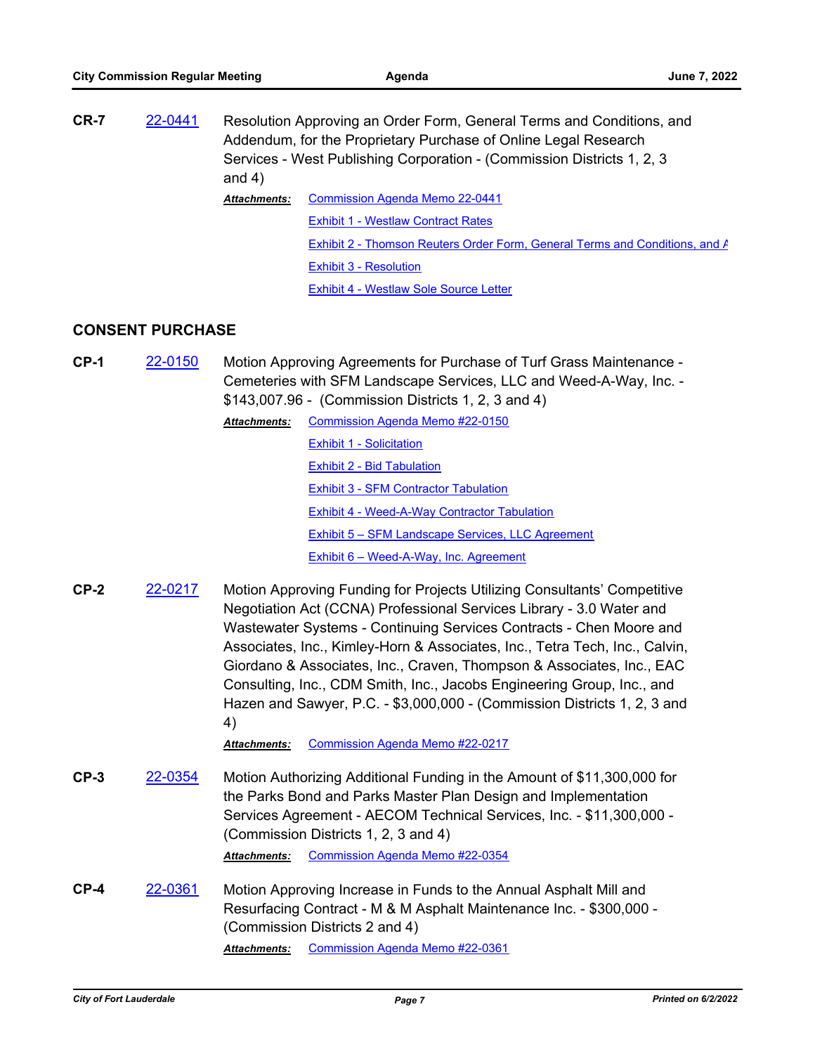**CR-7** 22-0441 Resolution Approving an Order Form, General Terms and Conditions, and Addendum, for the Proprietary Purchase of Online Legal Research Services - West Publishing Corporation - (Commission Districts 1, 2, 3 and 4)

***Attachments:*** Commission Agenda Memo 22-0441
Exhibit 1 - Westlaw Contract Rates
Exhibit 2 - Thomson Reuters Order Form, General Terms and Conditions, and A
Exhibit 3 - Resolution
Exhibit 4 - Westlaw Sole Source Letter

## CONSENT PURCHASE

**CP-1** 22-0150 Motion Approving Agreements for Purchase of Turf Grass Maintenance - Cemeteries with SFM Landscape Services, LLC and Weed-A-Way, Inc. - $143,007.96 - (Commission Districts 1, 2, 3 and 4)

***Attachments:*** Commission Agenda Memo #22-0150
Exhibit 1 - Solicitation
Exhibit 2 - Bid Tabulation
Exhibit 3 - SFM Contractor Tabulation
Exhibit 4 - Weed-A-Way Contractor Tabulation
Exhibit 5 – SFM Landscape Services, LLC Agreement
Exhibit 6 – Weed-A-Way, Inc. Agreement

**CP-2** 22-0217 Motion Approving Funding for Projects Utilizing Consultants' Competitive Negotiation Act (CCNA) Professional Services Library - 3.0 Water and Wastewater Systems - Continuing Services Contracts - Chen Moore and Associates, Inc., Kimley-Horn & Associates, Inc., Tetra Tech, Inc., Calvin, Giordano & Associates, Inc., Craven, Thompson & Associates, Inc., EAC Consulting, Inc., CDM Smith, Inc., Jacobs Engineering Group, Inc., and Hazen and Sawyer, P.C. - $3,000,000 - (Commission Districts 1, 2, 3 and 4)

***Attachments:*** Commission Agenda Memo #22-0217

**CP-3** 22-0354 Motion Authorizing Additional Funding in the Amount of $11,300,000 for the Parks Bond and Parks Master Plan Design and Implementation Services Agreement - AECOM Technical Services, Inc. - $11,300,000 - (Commission Districts 1, 2, 3 and 4)

***Attachments:*** Commission Agenda Memo #22-0354

**CP-4** 22-0361 Motion Approving Increase in Funds to the Annual Asphalt Mill and Resurfacing Contract - M & M Asphalt Maintenance Inc. - $300,000 - (Commission Districts 2 and 4)

***Attachments:*** Commission Agenda Memo #22-0361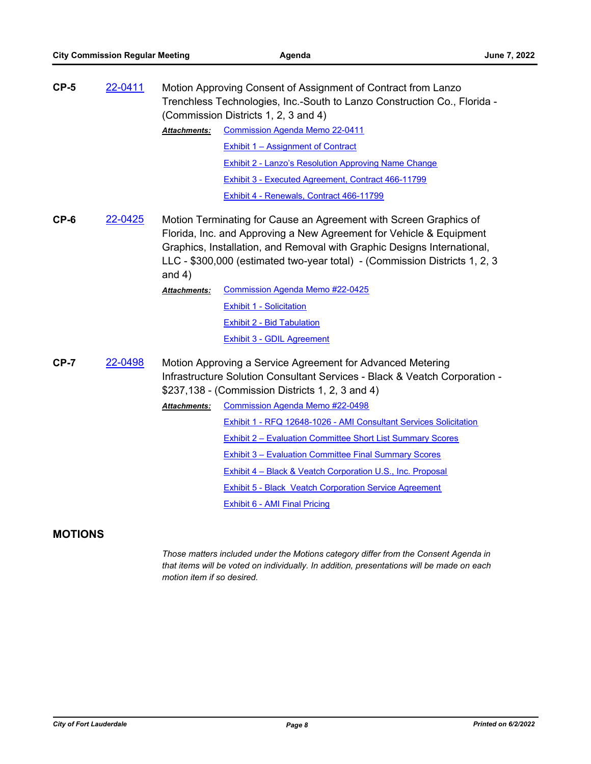**CP-5** 22-0411 Motion Approving Consent of Assignment of Contract from Lanzo Trenchless Technologies, Inc.-South to Lanzo Construction Co., Florida - (Commission Districts 1, 2, 3 and 4)

***Attachments:*** Commission Agenda Memo 22-0411
Exhibit 1 – Assignment of Contract
Exhibit 2 - Lanzo's Resolution Approving Name Change
Exhibit 3 - Executed Agreement, Contract 466-11799
Exhibit 4 - Renewals, Contract 466-11799

**CP-6** 22-0425 Motion Terminating for Cause an Agreement with Screen Graphics of Florida, Inc. and Approving a New Agreement for Vehicle & Equipment Graphics, Installation, and Removal with Graphic Designs International, LLC - $300,000 (estimated two-year total) - (Commission Districts 1, 2, 3 and 4)

***Attachments:*** Commission Agenda Memo #22-0425
Exhibit 1 - Solicitation
Exhibit 2 - Bid Tabulation
Exhibit 3 - GDIL Agreement

**CP-7** 22-0498 Motion Approving a Service Agreement for Advanced Metering Infrastructure Solution Consultant Services - Black & Veatch Corporation - $237,138 - (Commission Districts 1, 2, 3 and 4)

***Attachments:*** Commission Agenda Memo #22-0498
Exhibit 1 - RFQ 12648-1026 - AMI Consultant Services Solicitation
Exhibit 2 – Evaluation Committee Short List Summary Scores
Exhibit 3 – Evaluation Committee Final Summary Scores
Exhibit 4 – Black & Veatch Corporation U.S., Inc. Proposal
Exhibit 5 - Black Veatch Corporation Service Agreement
Exhibit 6 - AMI Final Pricing

## MOTIONS

*Those matters included under the Motions category differ from the Consent Agenda in that items will be voted on individually. In addition, presentations will be made on each motion item if so desired.*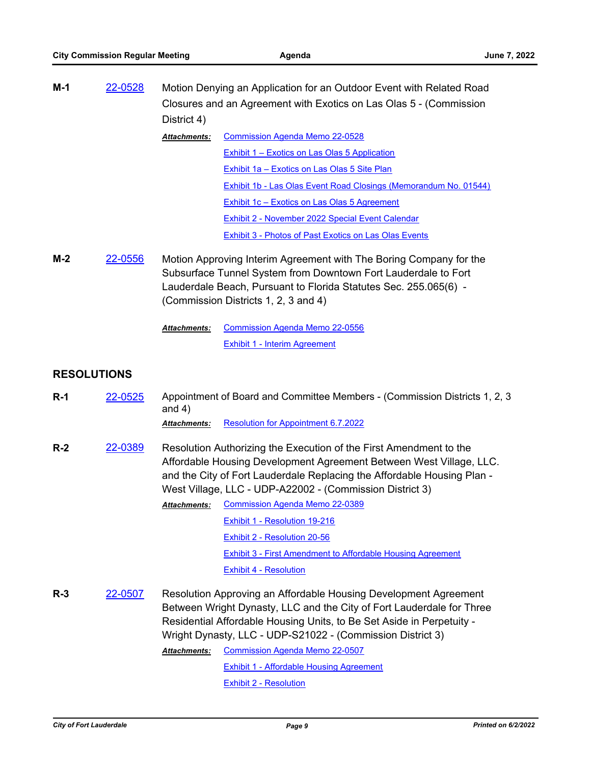**M-1** 22-0528 Motion Denying an Application for an Outdoor Event with Related Road Closures and an Agreement with Exotics on Las Olas 5 - (Commission District 4)

***Attachments:*** Commission Agenda Memo 22-0528
Exhibit 1 – Exotics on Las Olas 5 Application
Exhibit 1a – Exotics on Las Olas 5 Site Plan
Exhibit 1b - Las Olas Event Road Closings (Memorandum No. 01544)
Exhibit 1c – Exotics on Las Olas 5 Agreement
Exhibit 2 - November 2022 Special Event Calendar
Exhibit 3 - Photos of Past Exotics on Las Olas Events

**M-2** 22-0556 Motion Approving Interim Agreement with The Boring Company for the Subsurface Tunnel System from Downtown Fort Lauderdale to Fort Lauderdale Beach, Pursuant to Florida Statutes Sec. 255.065(6) - (Commission Districts 1, 2, 3 and 4)

***Attachments:*** Commission Agenda Memo 22-0556
Exhibit 1 - Interim Agreement

## RESOLUTIONS

**R-1** 22-0525 Appointment of Board and Committee Members - (Commission Districts 1, 2, 3 and 4)

***Attachments:*** Resolution for Appointment 6.7.2022

**R-2** 22-0389 Resolution Authorizing the Execution of the First Amendment to the Affordable Housing Development Agreement Between West Village, LLC. and the City of Fort Lauderdale Replacing the Affordable Housing Plan - West Village, LLC - UDP-A22002 - (Commission District 3)

***Attachments:*** Commission Agenda Memo 22-0389
Exhibit 1 - Resolution 19-216
Exhibit 2 - Resolution 20-56
Exhibit 3 - First Amendment to Affordable Housing Agreement
Exhibit 4 - Resolution

**R-3** 22-0507 Resolution Approving an Affordable Housing Development Agreement Between Wright Dynasty, LLC and the City of Fort Lauderdale for Three Residential Affordable Housing Units, to Be Set Aside in Perpetuity - Wright Dynasty, LLC - UDP-S21022 - (Commission District 3)

***Attachments:*** Commission Agenda Memo 22-0507
Exhibit 1 - Affordable Housing Agreement
Exhibit 2 - Resolution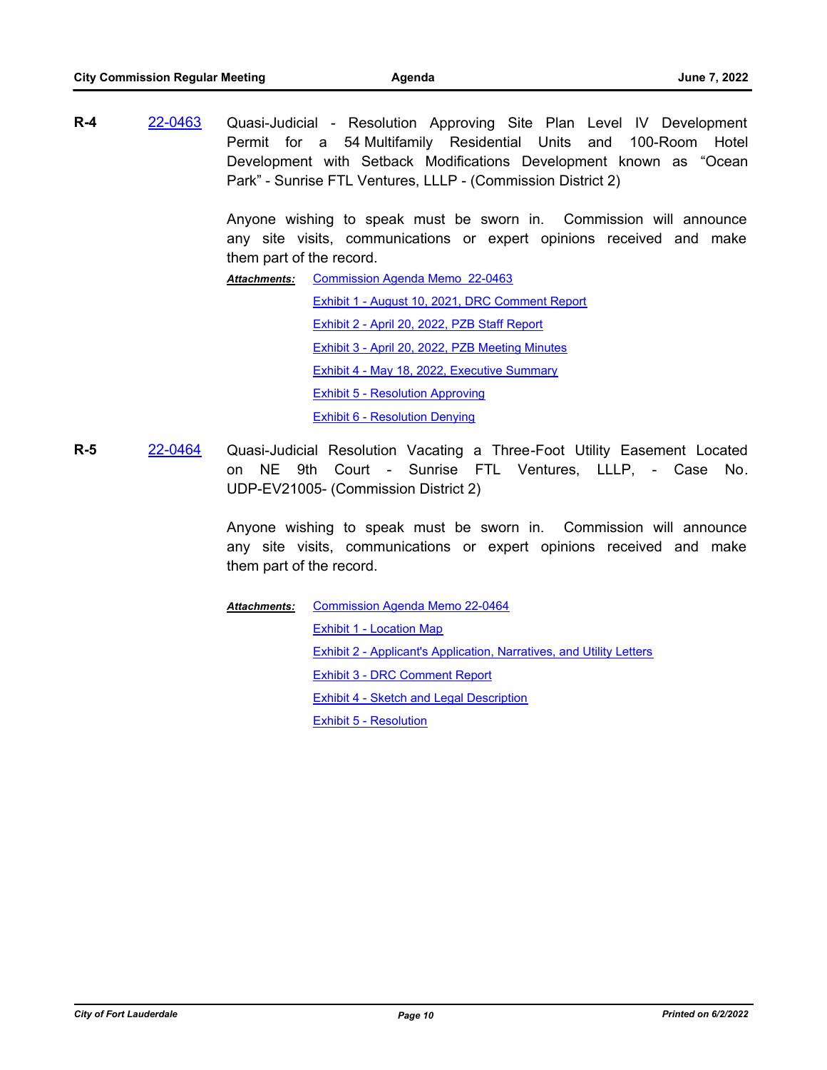**R-4** 22-0463 Quasi-Judicial - Resolution Approving Site Plan Level IV Development Permit for a 54 Multifamily Residential Units and 100-Room Hotel Development with Setback Modifications Development known as "Ocean Park" - Sunrise FTL Ventures, LLLP - (Commission District 2)

Anyone wishing to speak must be sworn in. Commission will announce any site visits, communications or expert opinions received and make them part of the record.

***Attachments:***
- Commission Agenda Memo 22-0463
- Exhibit 1 - August 10, 2021, DRC Comment Report
- Exhibit 2 - April 20, 2022, PZB Staff Report
- Exhibit 3 - April 20, 2022, PZB Meeting Minutes
- Exhibit 4 - May 18, 2022, Executive Summary
- Exhibit 5 - Resolution Approving
- Exhibit 6 - Resolution Denying

**R-5** 22-0464 Quasi-Judicial Resolution Vacating a Three-Foot Utility Easement Located on NE 9th Court - Sunrise FTL Ventures, LLLP, - Case No. UDP-EV21005- (Commission District 2)

Anyone wishing to speak must be sworn in. Commission will announce any site visits, communications or expert opinions received and make them part of the record.

***Attachments:***
- Commission Agenda Memo 22-0464
- Exhibit 1 - Location Map
- Exhibit 2 - Applicant's Application, Narratives, and Utility Letters
- Exhibit 3 - DRC Comment Report
- Exhibit 4 - Sketch and Legal Description
- Exhibit 5 - Resolution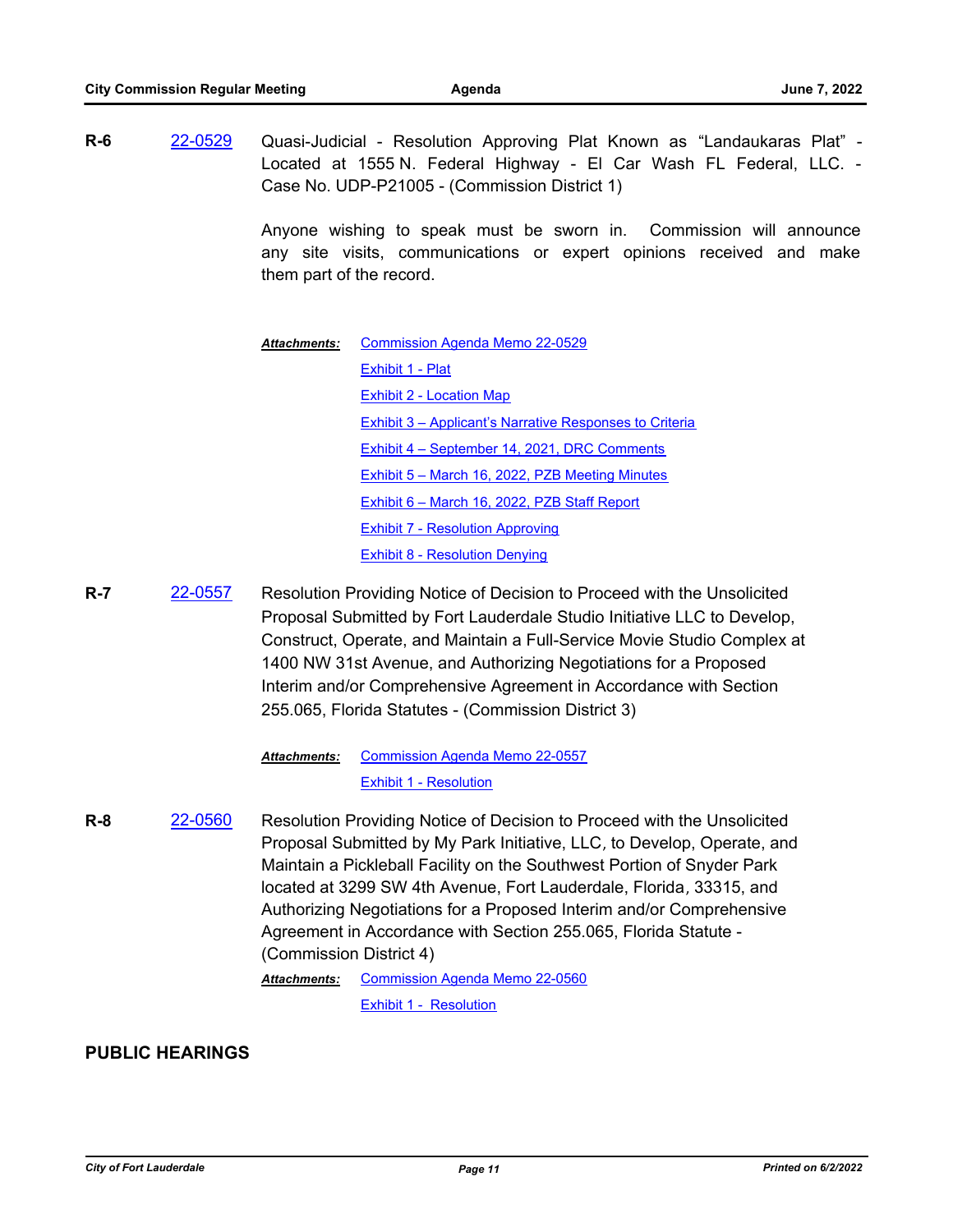**R-6** 22-0529 Quasi-Judicial - Resolution Approving Plat Known as "Landaukaras Plat" - Located at 1555 N. Federal Highway - El Car Wash FL Federal, LLC. - Case No. UDP-P21005 - (Commission District 1)

Anyone wishing to speak must be sworn in. Commission will announce any site visits, communications or expert opinions received and make them part of the record.

***Attachments:*** Commission Agenda Memo 22-0529
Exhibit 1 - Plat
Exhibit 2 - Location Map
Exhibit 3 – Applicant's Narrative Responses to Criteria
Exhibit 4 – September 14, 2021, DRC Comments
Exhibit 5 – March 16, 2022, PZB Meeting Minutes
Exhibit 6 – March 16, 2022, PZB Staff Report
Exhibit 7 - Resolution Approving
Exhibit 8 - Resolution Denying

**R-7** 22-0557 Resolution Providing Notice of Decision to Proceed with the Unsolicited Proposal Submitted by Fort Lauderdale Studio Initiative LLC to Develop, Construct, Operate, and Maintain a Full-Service Movie Studio Complex at 1400 NW 31st Avenue, and Authorizing Negotiations for a Proposed Interim and/or Comprehensive Agreement in Accordance with Section 255.065, Florida Statutes - (Commission District 3)

***Attachments:*** Commission Agenda Memo 22-0557
Exhibit 1 - Resolution

**R-8** 22-0560 Resolution Providing Notice of Decision to Proceed with the Unsolicited Proposal Submitted by My Park Initiative, LLC, to Develop, Operate, and Maintain a Pickleball Facility on the Southwest Portion of Snyder Park located at 3299 SW 4th Avenue, Fort Lauderdale, Florida, 33315, and Authorizing Negotiations for a Proposed Interim and/or Comprehensive Agreement in Accordance with Section 255.065, Florida Statute - (Commission District 4)

***Attachments:*** Commission Agenda Memo 22-0560
Exhibit 1 - Resolution

## PUBLIC HEARINGS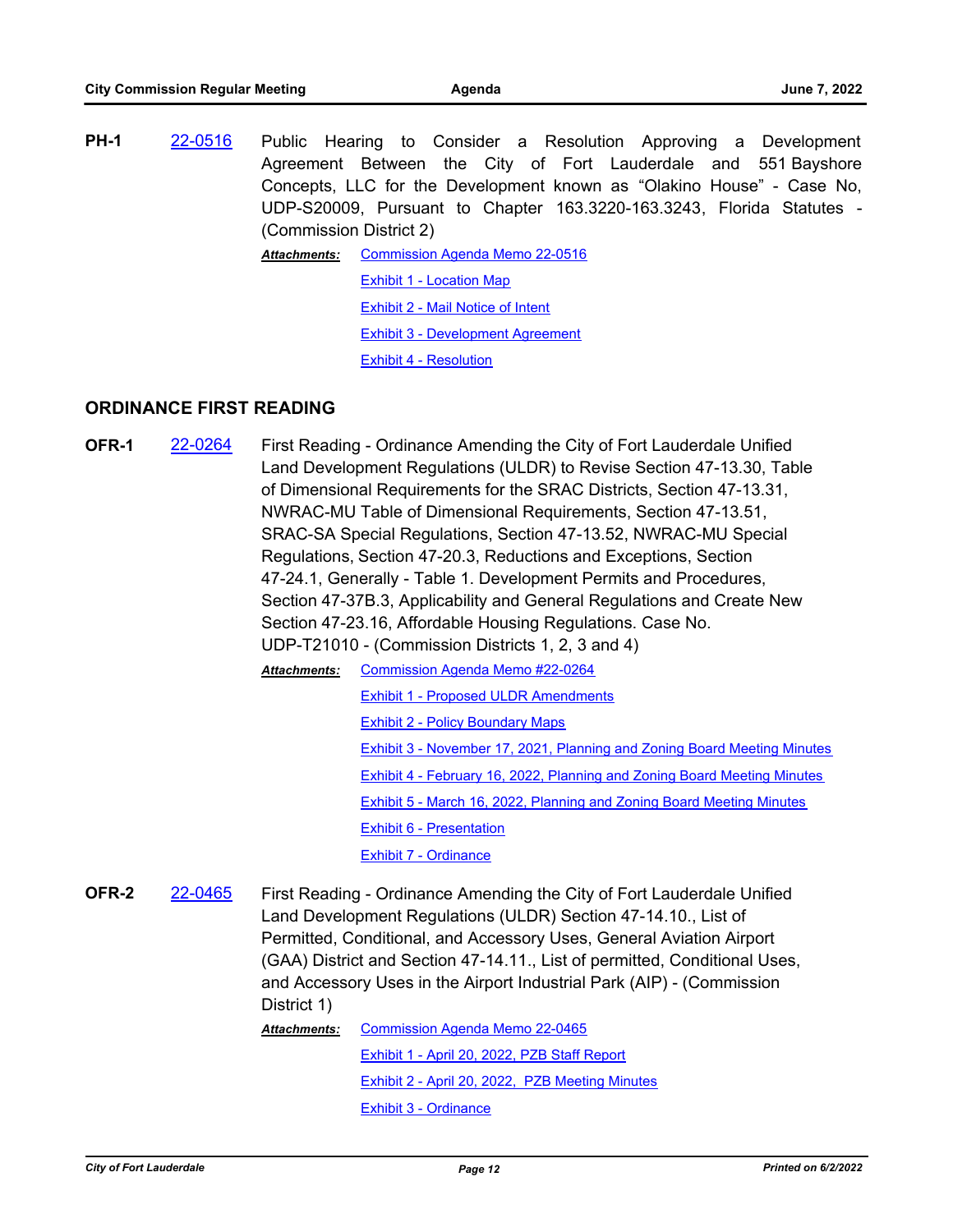**PH-1** 22-0516 Public Hearing to Consider a Resolution Approving a Development Agreement Between the City of Fort Lauderdale and 551 Bayshore Concepts, LLC for the Development known as "Olakino House" - Case No, UDP-S20009, Pursuant to Chapter 163.3220-163.3243, Florida Statutes - (Commission District 2)

***Attachments:*** Commission Agenda Memo 22-0516
Exhibit 1 - Location Map
Exhibit 2 - Mail Notice of Intent
Exhibit 3 - Development Agreement
Exhibit 4 - Resolution

## ORDINANCE FIRST READING

**OFR-1** 22-0264 First Reading - Ordinance Amending the City of Fort Lauderdale Unified Land Development Regulations (ULDR) to Revise Section 47-13.30, Table of Dimensional Requirements for the SRAC Districts, Section 47-13.31, NWRAC-MU Table of Dimensional Requirements, Section 47-13.51, SRAC-SA Special Regulations, Section 47-13.52, NWRAC-MU Special Regulations, Section 47-20.3, Reductions and Exceptions, Section 47-24.1, Generally - Table 1. Development Permits and Procedures, Section 47-37B.3, Applicability and General Regulations and Create New Section 47-23.16, Affordable Housing Regulations. Case No. UDP-T21010 - (Commission Districts 1, 2, 3 and 4)

***Attachments:*** Commission Agenda Memo #22-0264
Exhibit 1 - Proposed ULDR Amendments
Exhibit 2 - Policy Boundary Maps
Exhibit 3 - November 17, 2021, Planning and Zoning Board Meeting Minutes
Exhibit 4 - February 16, 2022, Planning and Zoning Board Meeting Minutes
Exhibit 5 - March 16, 2022, Planning and Zoning Board Meeting Minutes
Exhibit 6 - Presentation
Exhibit 7 - Ordinance

**OFR-2** 22-0465 First Reading - Ordinance Amending the City of Fort Lauderdale Unified Land Development Regulations (ULDR) Section 47-14.10., List of Permitted, Conditional, and Accessory Uses, General Aviation Airport (GAA) District and Section 47-14.11., List of permitted, Conditional Uses, and Accessory Uses in the Airport Industrial Park (AIP) - (Commission District 1)

***Attachments:*** Commission Agenda Memo 22-0465
Exhibit 1 - April 20, 2022, PZB Staff Report
Exhibit 2 - April 20, 2022, PZB Meeting Minutes
Exhibit 3 - Ordinance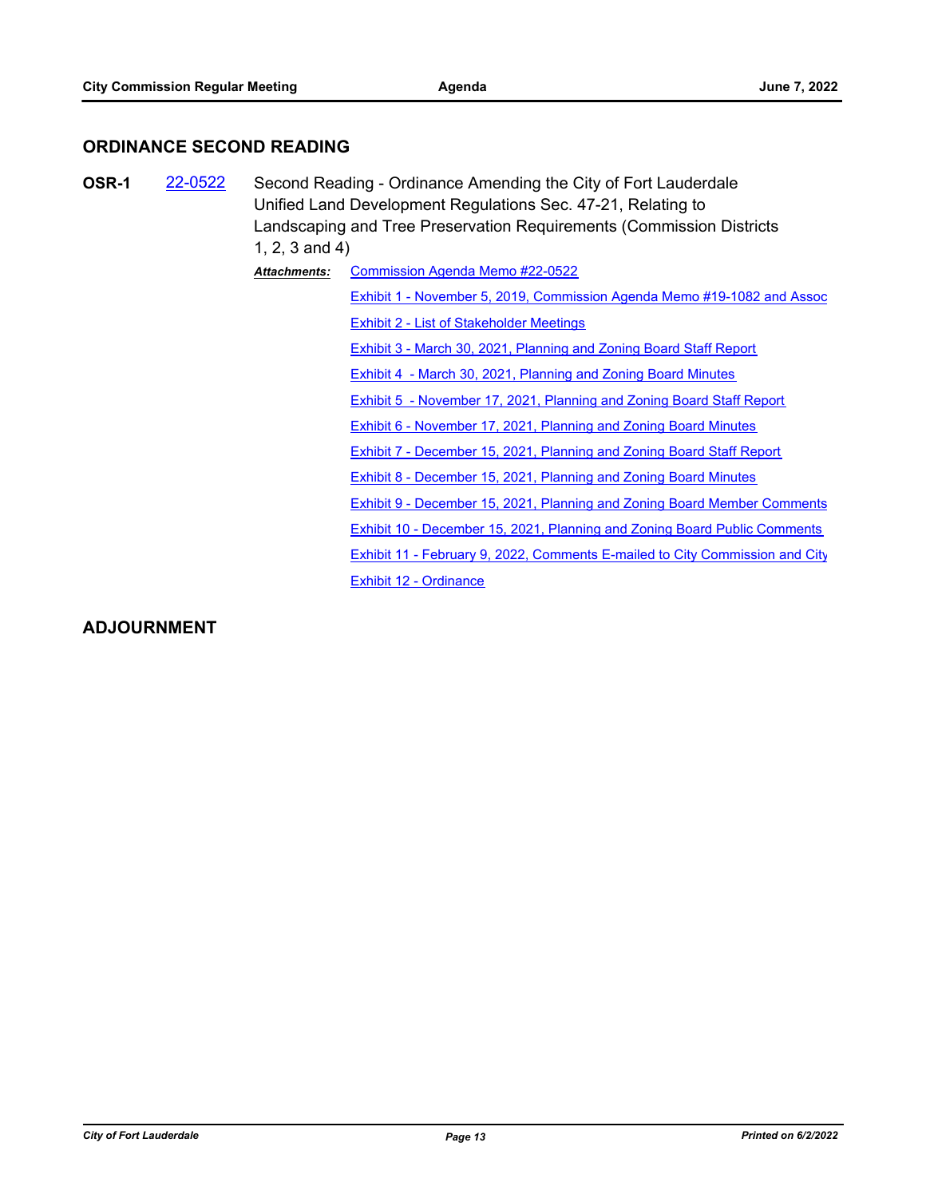## ORDINANCE SECOND READING

**OSR-1** 22-0522 Second Reading - Ordinance Amending the City of Fort Lauderdale Unified Land Development Regulations Sec. 47-21, Relating to Landscaping and Tree Preservation Requirements (Commission Districts 1, 2, 3 and 4)

***Attachments:*** Commission Agenda Memo #22-0522

Exhibit 1 - November 5, 2019, Commission Agenda Memo #19-1082 and Assoc

Exhibit 2 - List of Stakeholder Meetings

Exhibit 3 - March 30, 2021, Planning and Zoning Board Staff Report

Exhibit 4 - March 30, 2021, Planning and Zoning Board Minutes

Exhibit 5 - November 17, 2021, Planning and Zoning Board Staff Report

Exhibit 6 - November 17, 2021, Planning and Zoning Board Minutes

Exhibit 7 - December 15, 2021, Planning and Zoning Board Staff Report

Exhibit 8 - December 15, 2021, Planning and Zoning Board Minutes

Exhibit 9 - December 15, 2021, Planning and Zoning Board Member Comments

Exhibit 10 - December 15, 2021, Planning and Zoning Board Public Comments

Exhibit 11 - February 9, 2022, Comments E-mailed to City Commission and City

Exhibit 12 - Ordinance

## ADJOURNMENT